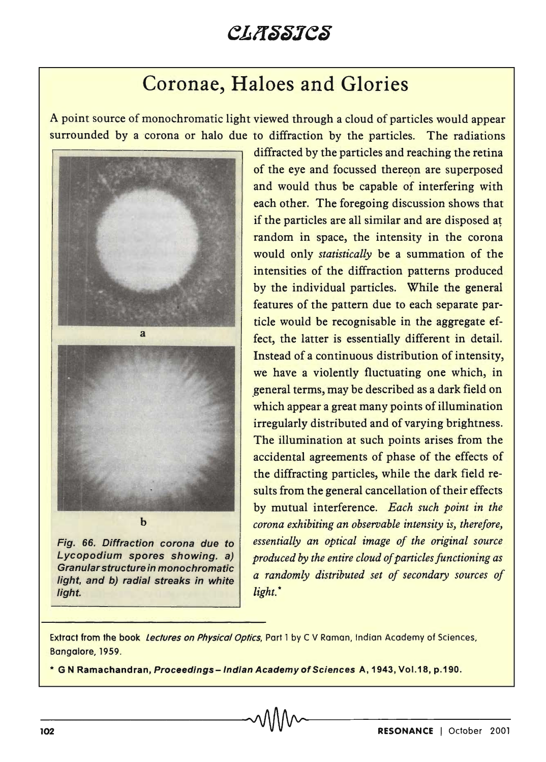# Coronae, Haloes and Glories

A point source of monochromatic light viewed through a cloud of particles would appear surrounded by a corona or halo due to diffraction by the particles. The radiations diffracted by the particles and reaching the retina of the eye and focussed thereon are superposed and would thus be capable of interfering with each other. The foregoing discussion shows that if the particles are all similar and are disposed at random in space, the intensity in the corona would only *statistically* be a summation of the intensities of the diffraction patterns produced by the individual particles. While the general features of the pattern due to each separate particle would be recognisable in the aggregate effect, the latter is essentially different in detail. Instead of a continuous distribution of intensity, we have a violently fluctuating one which, in general terms, may be described as a dark field on which appear a great many points of illumination irregularly distributed and of varying brightness. The illumination at such points arises from the accidental agreements of phase of the effects of the diffracting particles, while the dark field results from the general cancellation of their effects by mutual interference. *Each such point in the corona exhibiting an observable intensity is, therefore, essentially an optical image of the original source produced by the entire cloud of particles functioning as a randomly distributed set of secondary sources of light.**

*Fig. 66. Diffraction corona due to Lycopodium spores showing. a) Granular structure in monochromatic light, and b) radial streaks in white light.*

---

Extract from the book *Lectures on Physical Optics*, Part 1 by C V Raman, Indian Academy of Sciences, Bangalore, 1959.

**\* G N Ramachandran, *Proceedings – Indian Academy of Sciences* A, 1943, Vol.18, p.190.**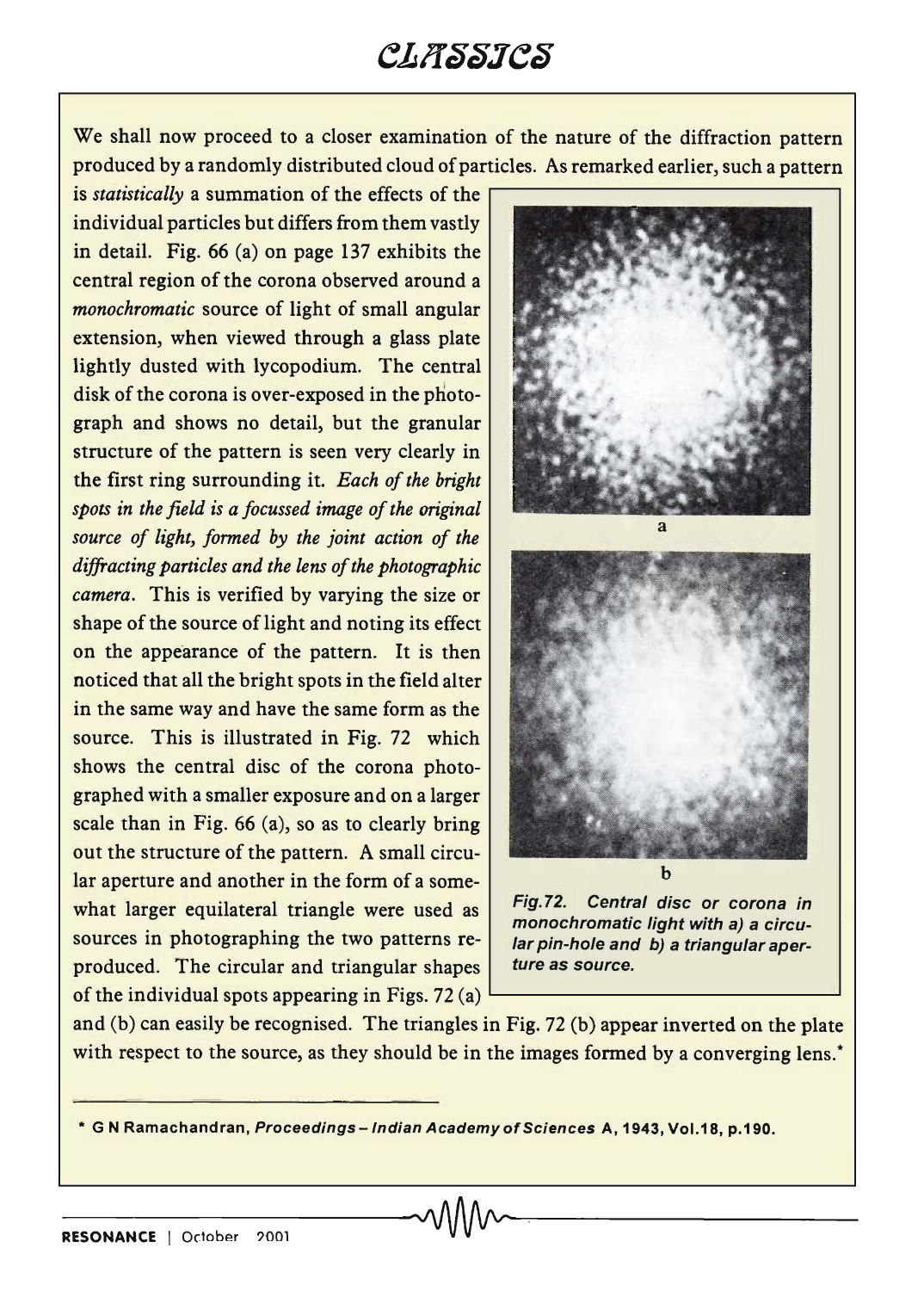We shall now proceed to a closer examination of the nature of the diffraction pattern produced by a randomly distributed cloud of particles. As remarked earlier, such a pattern is *statistically* a summation of the effects of the individual particles but differs from them vastly in detail. Fig. 66 (a) on page 137 exhibits the central region of the corona observed around a *monochromatic* source of light of small angular extension, when viewed through a glass plate lightly dusted with lycopodium. The central disk of the corona is over-exposed in the photograph and shows no detail, but the granular structure of the pattern is seen very clearly in the first ring surrounding it. *Each of the bright spots in the field is a focussed image of the original source of light, formed by the joint action of the diffracting particles and the lens of the photographic camera*. This is verified by varying the size or shape of the source of light and noting its effect on the appearance of the pattern. It is then noticed that all the bright spots in the field alter in the same way and have the same form as the source. This is illustrated in Fig. 72 which shows the central disc of the corona photographed with a smaller exposure and on a larger scale than in Fig. 66 (a), so as to clearly bring out the structure of the pattern. A small circular aperture and another in the form of a somewhat larger equilateral triangle were used as sources in photographing the two patterns reproduced. The circular and triangular shapes of the individual spots appearing in Figs. 72 (a) and (b) can easily be recognised. The triangles in Fig. 72 (b) appear inverted on the plate with respect to the source, as they should be in the images formed by a converging lens.*

a

b

*Fig.72. Central disc or corona in monochromatic light with a) a circular pin-hole and b) a triangular aperture as source.*

---

\* G N Ramachandran, *Proceedings – Indian Academy of Sciences* A, 1943, Vol.18, p.190.